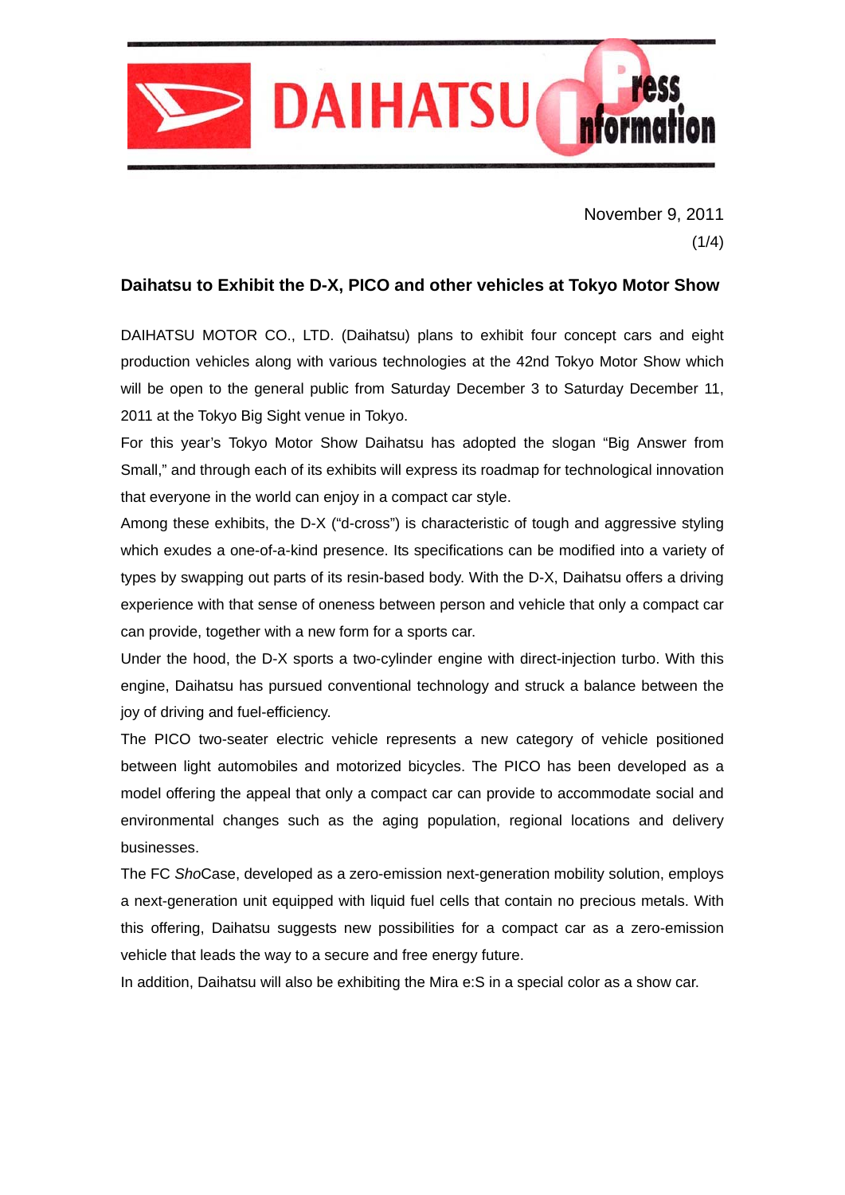DAIHATSU Press Information

November 9, 2011

## Daihatsu to Exhibit the D-X, PICO and other vehicles at Tokyo Motor Show

DAIHATSU MOTOR CO., LTD. (Daihatsu) plans to exhibit four concept cars and eight production vehicles along with various technologies at the 42nd Tokyo Motor Show which will be open to the general public from Saturday December 3 to Saturday December 11, 2011 at the Tokyo Big Sight venue in Tokyo.

For this year's Tokyo Motor Show Daihatsu has adopted the slogan "Big Answer from Small," and through each of its exhibits will express its roadmap for technological innovation that everyone in the world can enjoy in a compact car style.

Among these exhibits, the D-X ("d-cross") is characteristic of tough and aggressive styling which exudes a one-of-a-kind presence. Its specifications can be modified into a variety of types by swapping out parts of its resin-based body. With the D-X, Daihatsu offers a driving experience with that sense of oneness between person and vehicle that only a compact car can provide, together with a new form for a sports car.

Under the hood, the D-X sports a two-cylinder engine with direct-injection turbo. With this engine, Daihatsu has pursued conventional technology and struck a balance between the joy of driving and fuel-efficiency.

The PICO two-seater electric vehicle represents a new category of vehicle positioned between light automobiles and motorized bicycles. The PICO has been developed as a model offering the appeal that only a compact car can provide to accommodate social and environmental changes such as the aging population, regional locations and delivery businesses.

The FC *Sho*Case, developed as a zero-emission next-generation mobility solution, employs a next-generation unit equipped with liquid fuel cells that contain no precious metals. With this offering, Daihatsu suggests new possibilities for a compact car as a zero-emission vehicle that leads the way to a secure and free energy future.

In addition, Daihatsu will also be exhibiting the Mira e:S in a special color as a show car.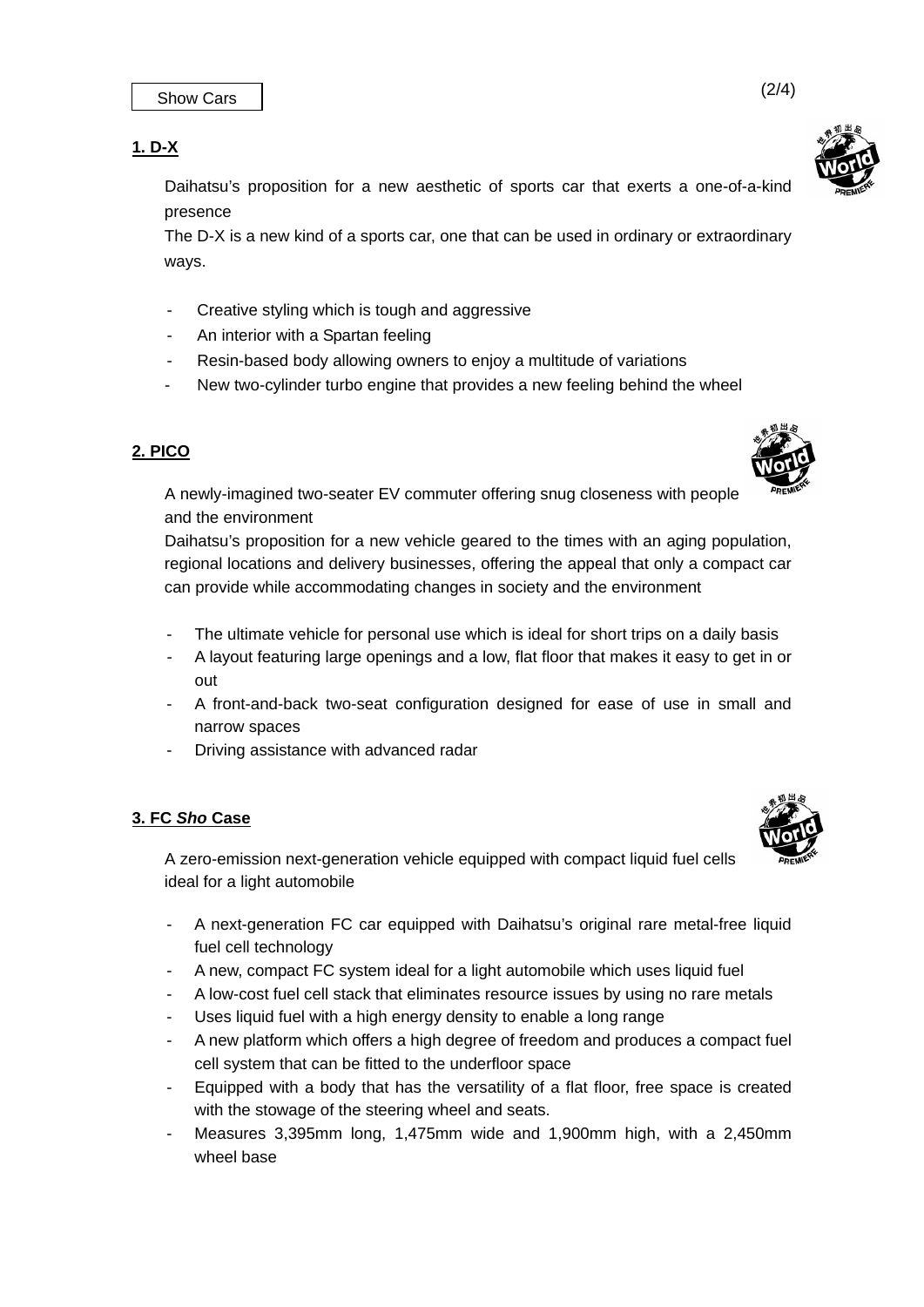Show Cars

## 1. D-X

Daihatsu's proposition for a new aesthetic of sports car that exerts a one-of-a-kind presence
The D-X is a new kind of a sports car, one that can be used in ordinary or extraordinary ways.

- Creative styling which is tough and aggressive
- An interior with a Spartan feeling
- Resin-based body allowing owners to enjoy a multitude of variations
- New two-cylinder turbo engine that provides a new feeling behind the wheel

## 2. PICO

A newly-imagined two-seater EV commuter offering snug closeness with people and the environment
Daihatsu's proposition for a new vehicle geared to the times with an aging population, regional locations and delivery businesses, offering the appeal that only a compact car can provide while accommodating changes in society and the environment

- The ultimate vehicle for personal use which is ideal for short trips on a daily basis
- A layout featuring large openings and a low, flat floor that makes it easy to get in or out
- A front-and-back two-seat configuration designed for ease of use in small and narrow spaces
- Driving assistance with advanced radar

## 3. FC *Sho* Case

A zero-emission next-generation vehicle equipped with compact liquid fuel cells ideal for a light automobile

- A next-generation FC car equipped with Daihatsu's original rare metal-free liquid fuel cell technology
- A new, compact FC system ideal for a light automobile which uses liquid fuel
- A low-cost fuel cell stack that eliminates resource issues by using no rare metals
- Uses liquid fuel with a high energy density to enable a long range
- A new platform which offers a high degree of freedom and produces a compact fuel cell system that can be fitted to the underfloor space
- Equipped with a body that has the versatility of a flat floor, free space is created with the stowage of the steering wheel and seats.
- Measures 3,395mm long, 1,475mm wide and 1,900mm high, with a 2,450mm wheel base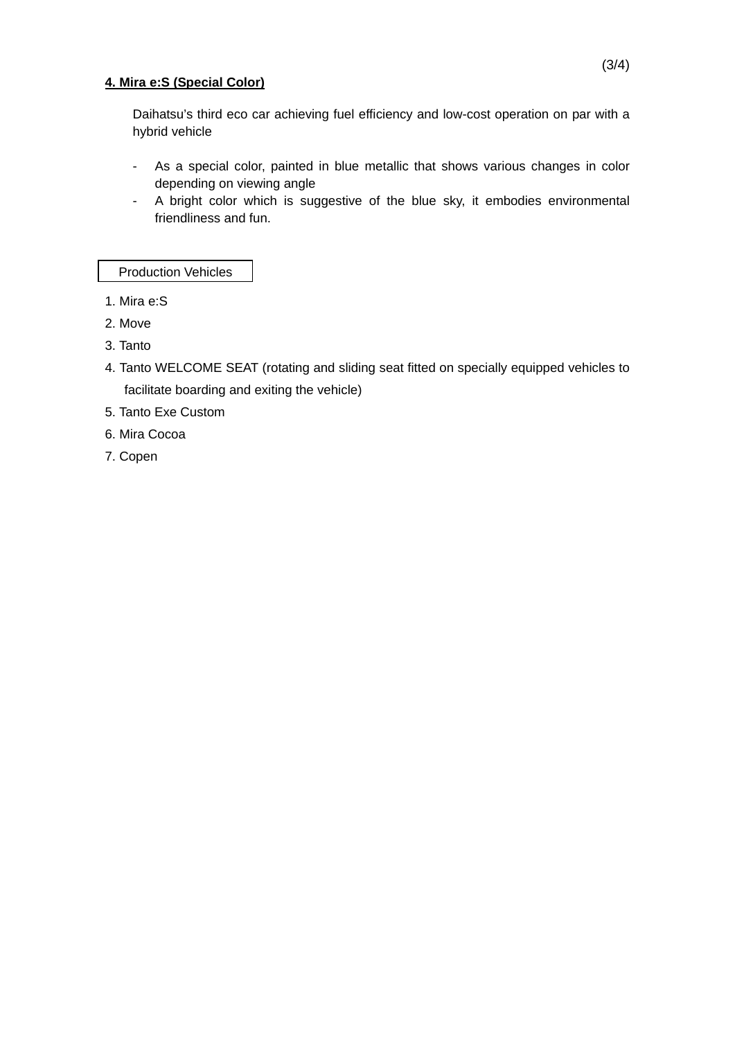## 4. Mira e:S (Special Color)

Daihatsu's third eco car achieving fuel efficiency and low-cost operation on par with a hybrid vehicle

- As a special color, painted in blue metallic that shows various changes in color depending on viewing angle
- A bright color which is suggestive of the blue sky, it embodies environmental friendliness and fun.

**Production Vehicles**

1. Mira e:S
2. Move
3. Tanto
4. Tanto WELCOME SEAT (rotating and sliding seat fitted on specially equipped vehicles to facilitate boarding and exiting the vehicle)
5. Tanto Exe Custom
6. Mira Cocoa
7. Copen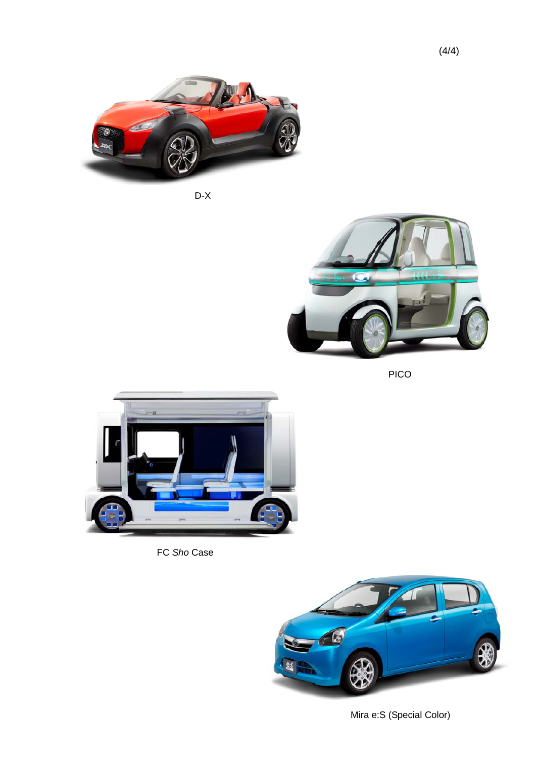D-X

PICO

FC *Sho* Case

Mira e:S (Special Color)